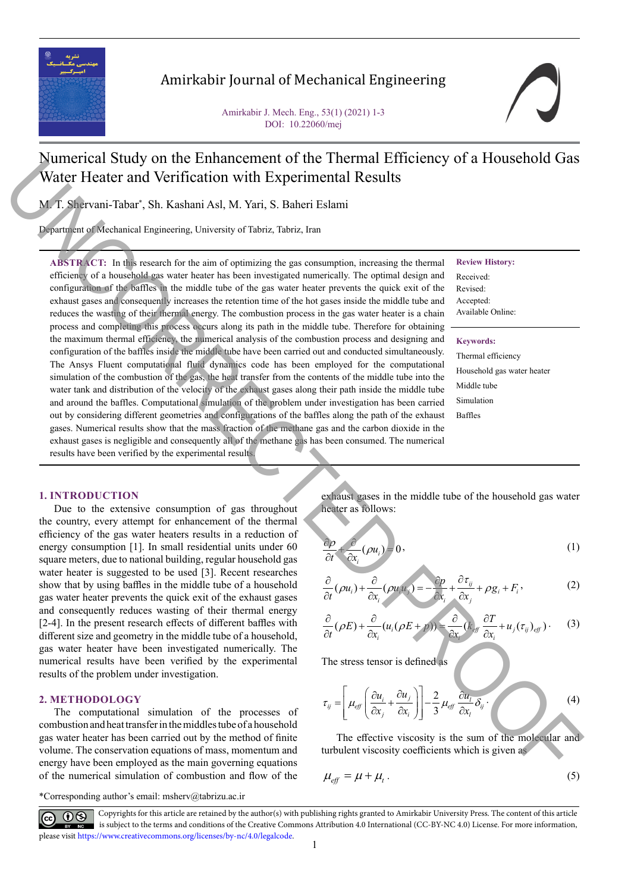# Numerical Study on the Enhancement of the Thermal Efficiency of a Household Gas Water Heater and Verification with Experimental Results

M. T. Shervani-Tabar*, Sh. Kashani Asl, M. Yari, S. Baheri Eslami

Department of Mechanical Engineering, University of Tabriz, Tabriz, Iran

**ABSTRACT:** In this research for the aim of optimizing the gas consumption, increasing the thermal efficiency of a household gas water heater has been investigated numerically. The optimal design and configuration of the baffles in the middle tube of the gas water heater prevents the quick exit of the exhaust gases and consequently increases the retention time of the hot gases inside the middle tube and reduces the wasting of their thermal energy. The combustion process in the gas water heater is a chain process and completing this process occurs along its path in the middle tube. Therefore for obtaining the maximum thermal efficiency, the numerical analysis of the combustion process and designing and configuration of the baffles inside the middle tube have been carried out and conducted simultaneously. The Ansys Fluent computational fluid dynamics code has been employed for the computational simulation of the combustion of the gas, the heat transfer from the contents of the middle tube into the water tank and distribution of the velocity of the exhaust gases along their path inside the middle tube and around the baffles. Computational simulation of the problem under investigation has been carried out by considering different geometries and configurations of the baffles along the path of the exhaust gases. Numerical results show that the mass fraction of the methane gas and the carbon dioxide in the exhaust gases is negligible and consequently all of the methane gas has been consumed. The numerical results have been verified by the experimental results.

**Review History:**

Received:
Revised:
Accepted:
Available Online:

**Keywords:**

Thermal efficiency
Household gas water heater
Middle tube
Simulation
Baffles

## 1. INTRODUCTION

Due to the extensive consumption of gas throughout the country, every attempt for enhancement of the thermal efficiency of the gas water heaters results in a reduction of energy consumption [1]. In small residential units under 60 square meters, due to national building, regular household gas water heater is suggested to be used [3]. Recent researches show that by using baffles in the middle tube of a household gas water heater prevents the quick exit of the exhaust gases and consequently reduces wasting of their thermal energy [2-4]. In the present research effects of different baffles with different size and geometry in the middle tube of a household, gas water heater have been investigated numerically. The numerical results have been verified by the experimental results of the problem under investigation.

## 2. METHODOLOGY

The computational simulation of the processes of combustion and heat transfer in the middles tube of a household gas water heater has been carried out by the method of finite volume. The conservation equations of mass, momentum and energy have been employed as the main governing equations of the numerical simulation of combustion and flow of the exhaust gases in the middle tube of the household gas water heater as follows:

$$\frac{\partial \rho}{\partial t}+\frac{\partial}{\partial x_i}(\rho u_i)=0, \tag{1}$$

$$\frac{\partial}{\partial t}(\rho u_i)+\frac{\partial}{\partial x_i}(\rho u_i u_j)=-\frac{\partial p}{\partial x_i}+\frac{\partial \tau_{ij}}{\partial x_j}+\rho g_i+F_i, \tag{2}$$

$$\frac{\partial}{\partial t}(\rho E)+\frac{\partial}{\partial x_i}(u_i(\rho E+p))=\frac{\partial}{\partial x_i}(k_{eff}\frac{\partial T}{\partial x_i}+u_j(\tau_{ij})_{eff}). \tag{3}$$

The stress tensor is defined as

$$\tau_{ij}=\left[\mu_{eff}\left(\frac{\partial u_i}{\partial x_j}+\frac{\partial u_j}{\partial x_i}\right)\right]-\frac{2}{3}\mu_{eff}\frac{\partial u_l}{\partial x_l}\delta_{ij}. \tag{4}$$

The effective viscosity is the sum of the molecular and turbulent viscosity coefficients which is given as

$$\mu_{eff}=\mu+\mu_t. \tag{5}$$

*Corresponding author's email: msherv@tabrizu.ac.ir

Copyrights for this article are retained by the author(s) with publishing rights granted to Amirkabir University Press. The content of this article is subject to the terms and conditions of the Creative Commons Attribution 4.0 International (CC-BY-NC 4.0) License. For more information, please visit https://www.creativecommons.org/licenses/by-nc/4.0/legalcode.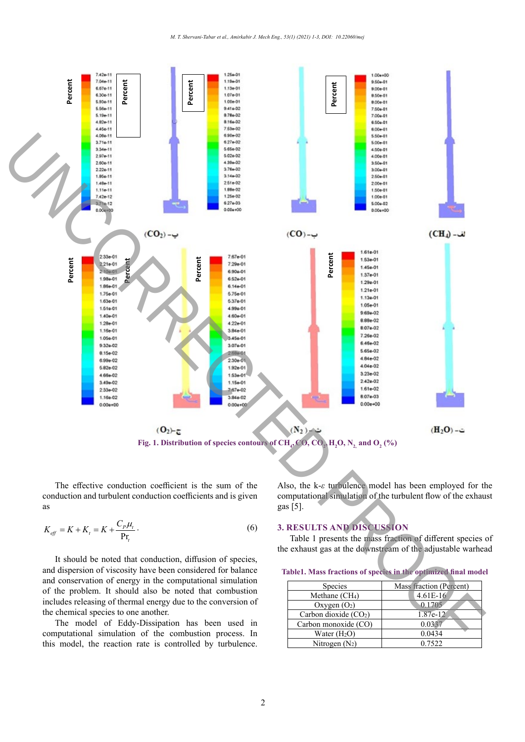Fig. 1. Distribution of species contours of $CH_4$, CO, $CO_2$, $H_2O$, $N_2$, and $O_2$ (%)

The effective conduction coefficient is the sum of the conduction and turbulent conduction coefficients and is given as

$$K_{eff} = K + K_t = K + \frac{C_P \mu_t}{\mathrm{Pr}_t}. \quad (6)$$

It should be noted that conduction, diffusion of species, and dispersion of viscosity have been considered for balance and conservation of energy in the computational simulation of the problem. It should also be noted that combustion includes releasing of thermal energy due to the conversion of the chemical species to one another.

The model of Eddy-Dissipation has been used in computational simulation of the combustion process. In this model, the reaction rate is controlled by turbulence. Also, the k-$\varepsilon$ turbulence model has been employed for the computational simulation of the turbulent flow of the exhaust gas [5].

## 3. RESULTS AND DISCUSSION

Table 1 presents the mass fraction of different species of the exhaust gas at the downstream of the adjustable warhead

**Table1. Mass fractions of species in the optimized final model**

| Species | Mass fraction (Percent) |
|---|---|
| Methane ($CH_4$) | 4.61E-16 |
| Oxygen ($O_2$) | 0.1705 |
| Carbon dioxide ($CO_2$) | 1.87e-12 |
| Carbon monoxide (CO) | 0.0337 |
| Water ($H_2O$) | 0.0434 |
| Nitrogen ($N_2$) | 0.7522 |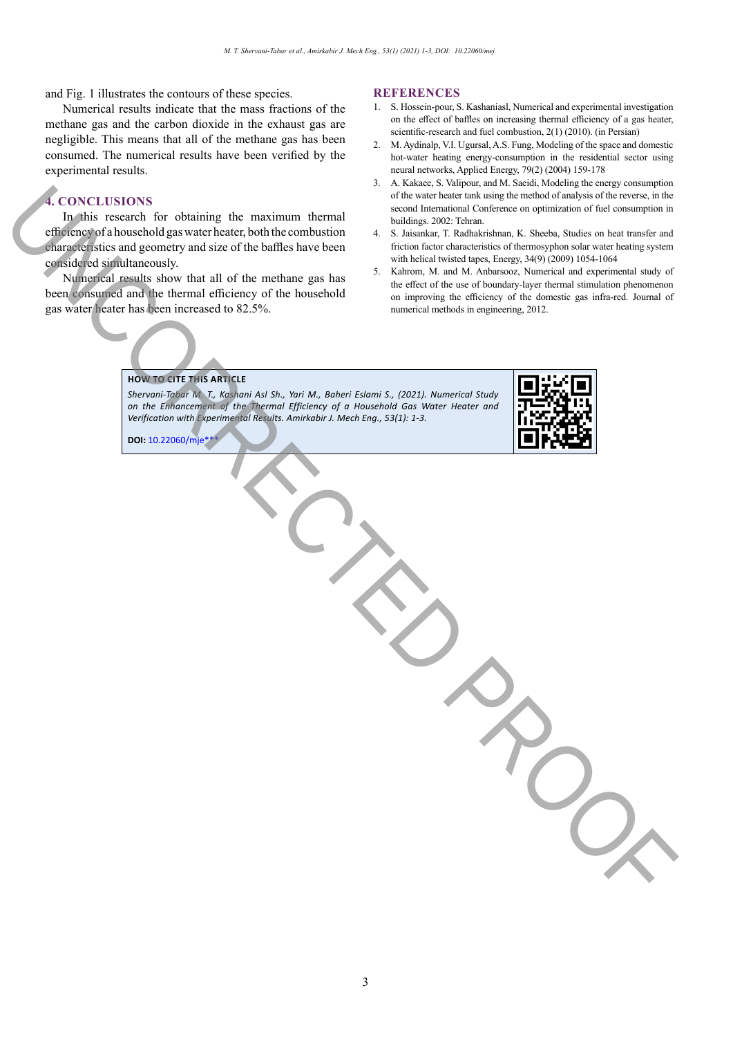and Fig. 1 illustrates the contours of these species.

Numerical results indicate that the mass fractions of the methane gas and the carbon dioxide in the exhaust gas are negligible. This means that all of the methane gas has been consumed. The numerical results have been verified by the experimental results.

## 4. CONCLUSIONS

In this research for obtaining the maximum thermal efficiency of a household gas water heater, both the combustion characteristics and geometry and size of the baffles have been considered simultaneously.

Numerical results show that all of the methane gas has been consumed and the thermal efficiency of the household gas water heater has been increased to 82.5%.

## REFERENCES

1. S. Hossein-pour, S. Kashaniasl, Numerical and experimental investigation on the effect of baffles on increasing thermal efficiency of a gas heater, scientific-research and fuel combustion, 2(1) (2010). (in Persian)
2. M. Aydinalp, V.I. Ugursal, A.S. Fung, Modeling of the space and domestic hot-water heating energy-consumption in the residential sector using neural networks, Applied Energy, 79(2) (2004) 159-178
3. A. Kakaee, S. Valipour, and M. Saeidi, Modeling the energy consumption of the water heater tank using the method of analysis of the reverse, in the second International Conference on optimization of fuel consumption in buildings. 2002: Tehran.
4. S. Jaisankar, T. Radhakrishnan, K. Sheeba, Studies on heat transfer and friction factor characteristics of thermosyphon solar water heating system with helical twisted tapes, Energy, 34(9) (2009) 1054-1064
5. Kahrom, M. and M. Anbarsooz, Numerical and experimental study of the effect of the use of boundary-layer thermal stimulation phenomenon on improving the efficiency of the domestic gas infra-red. Journal of numerical methods in engineering, 2012.

**HOW TO CITE THIS ARTICLE**

*Shervani-Tabar M. T., Kashani Asl Sh., Yari M., Baheri Eslami S., (2021). Numerical Study on the Enhancement of the Thermal Efficiency of a Household Gas Water Heater and Verification with Experimental Results. Amirkabir J. Mech Eng., 53(1): 1-3.*

**DOI:** 10.22060/mje***